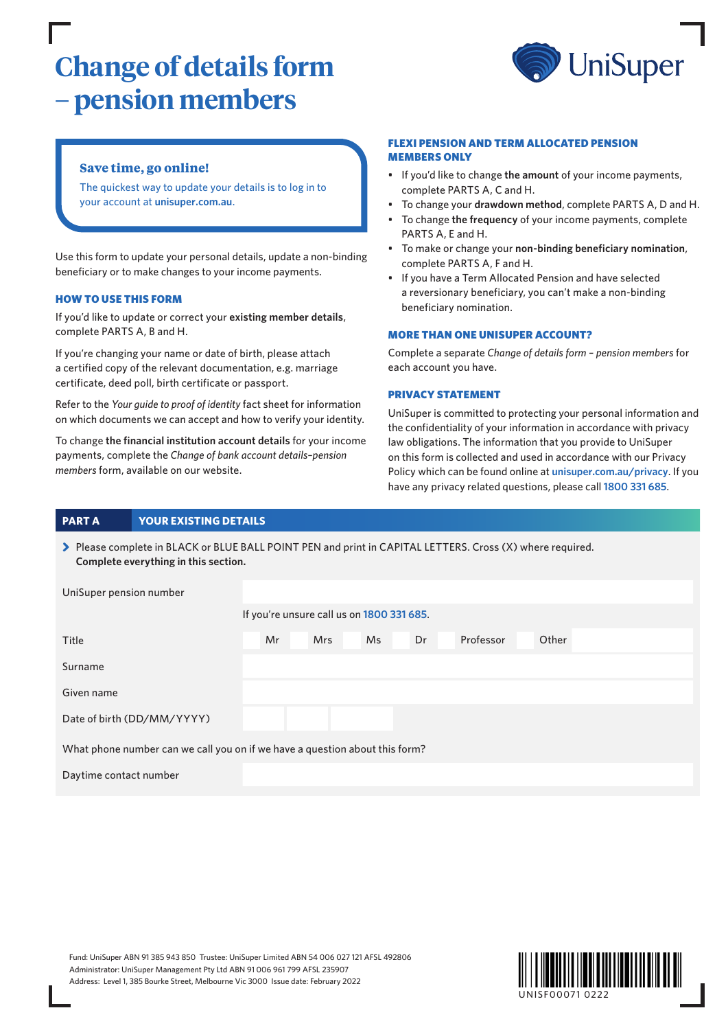# Change of details form – pension members

UniSuper

**Save time, go online!**

The quickest way to update your details is to log in to your account at **unisuper.com.au**.

Use this form to update your personal details, update a non-binding beneficiary or to make changes to your income payments.

### HOW TO USE THIS FORM

If you'd like to update or correct your **existing member details**, complete PARTS A, B and H.

If you're changing your name or date of birth, please attach a certified copy of the relevant documentation, e.g. marriage certificate, deed poll, birth certificate or passport.

Refer to the *Your guide to proof of identity* fact sheet for information on which documents we can accept and how to verify your identity.

To change **the financial institution account details** for your income payments, complete the *Change of bank account details–pension members* form, available on our website.

### FLEXI PENSION AND TERM ALLOCATED PENSION MEMBERS ONLY

- If you'd like to change **the amount** of your income payments, complete PARTS A, C and H.
- To change your **drawdown method**, complete PARTS A, D and H.
- To change **the frequency** of your income payments, complete PARTS A, E and H.
- To make or change your **non-binding beneficiary nomination**, complete PARTS A, F and H.
- If you have a Term Allocated Pension and have selected a reversionary beneficiary, you can't make a non-binding beneficiary nomination.

### MORE THAN ONE UNISUPER ACCOUNT?

Complete a separate *Change of details form – pension members* for each account you have.

### PRIVACY STATEMENT

UniSuper is committed to protecting your personal information and the confidentiality of your information in accordance with privacy law obligations. The information that you provide to UniSuper on this form is collected and used in accordance with our Privacy Policy which can be found online at unisuper.com.au/privacy. If you have any privacy related questions, please call 1800 331 685.

## PART A YOUR EXISTING DETAILS

> Please complete in BLACK or BLUE BALL POINT PEN and print in CAPITAL LETTERS. Cross (X) where required.
> **Complete everything in this section.**

UniSuper pension number

If you're unsure call us on 1800 331 685.

Title ☐ Mr ☐ Mrs ☐ Ms ☐ Dr ☐ Professor ☐ Other

Surname

Given name

Date of birth (DD/MM/YYYY)

What phone number can we call you on if we have a question about this form?

Daytime contact number

Fund: UniSuper ABN 91 385 943 850 Trustee: UniSuper Limited ABN 54 006 027 121 AFSL 492806
Administrator: UniSuper Management Pty Ltd ABN 91 006 961 799 AFSL 235907
Address: Level 1, 385 Bourke Street, Melbourne Vic 3000 Issue date: February 2022

UNISF00071 0222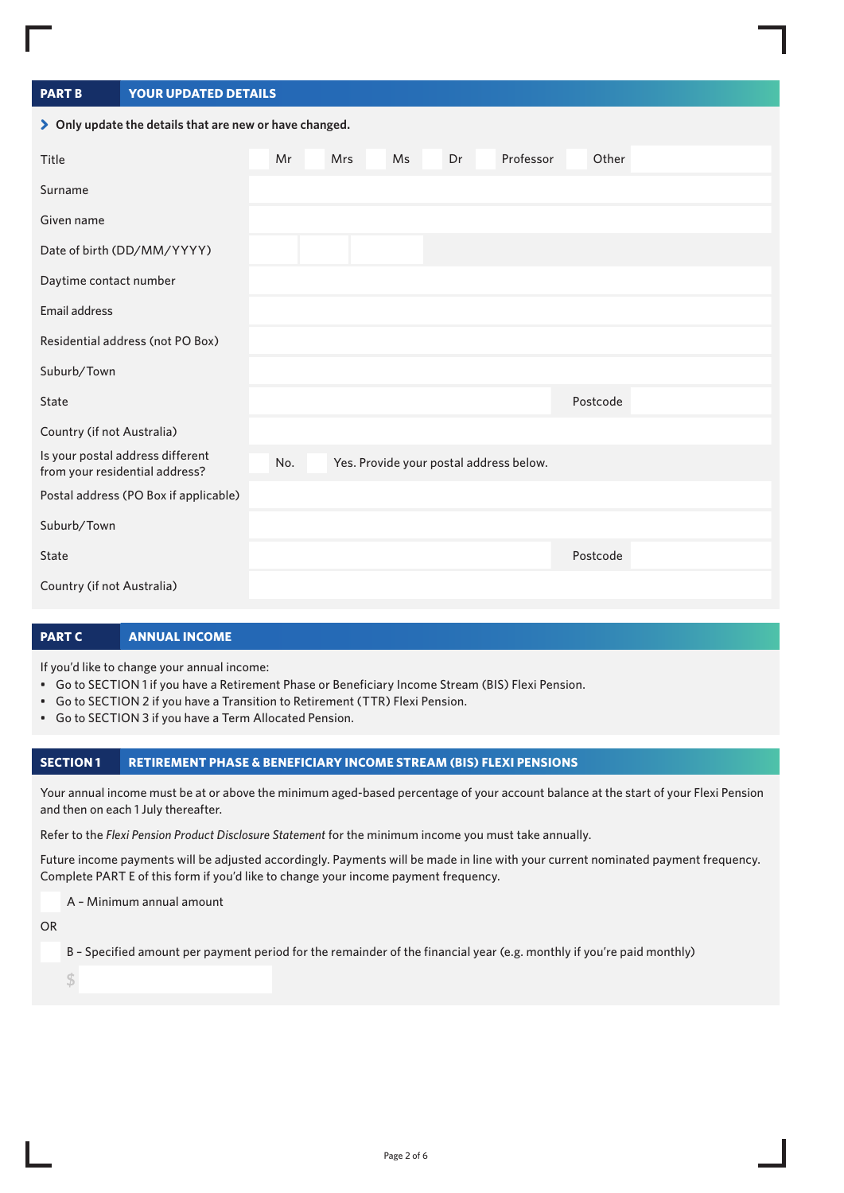## PART B YOUR UPDATED DETAILS

**Only update the details that are new or have changed.**

| | |
|---|---|
| Title | ☐ Mr ☐ Mrs ☐ Ms ☐ Dr ☐ Professor ☐ Other |
| Surname | |
| Given name | |
| Date of birth (DD/MM/YYYY) | |
| Daytime contact number | |
| Email address | |
| Residential address (not PO Box) | |
| Suburb/Town | |
| State | Postcode |
| Country (if not Australia) | |
| Is your postal address different from your residential address? | ☐ No. ☐ Yes. Provide your postal address below. |
| Postal address (PO Box if applicable) | |
| Suburb/Town | |
| State | Postcode |
| Country (if not Australia) | |

## PART C ANNUAL INCOME

If you'd like to change your annual income:

- Go to SECTION 1 if you have a Retirement Phase or Beneficiary Income Stream (BIS) Flexi Pension.
- Go to SECTION 2 if you have a Transition to Retirement (TTR) Flexi Pension.
- Go to SECTION 3 if you have a Term Allocated Pension.

### SECTION 1 RETIREMENT PHASE & BENEFICIARY INCOME STREAM (BIS) FLEXI PENSIONS

Your annual income must be at or above the minimum aged-based percentage of your account balance at the start of your Flexi Pension and then on each 1 July thereafter.

Refer to the *Flexi Pension Product Disclosure Statement* for the minimum income you must take annually.

Future income payments will be adjusted accordingly. Payments will be made in line with your current nominated payment frequency. Complete PART E of this form if you'd like to change your income payment frequency.

☐ A – Minimum annual amount

OR

☐ B – Specified amount per payment period for the remainder of the financial year (e.g. monthly if you're paid monthly)

$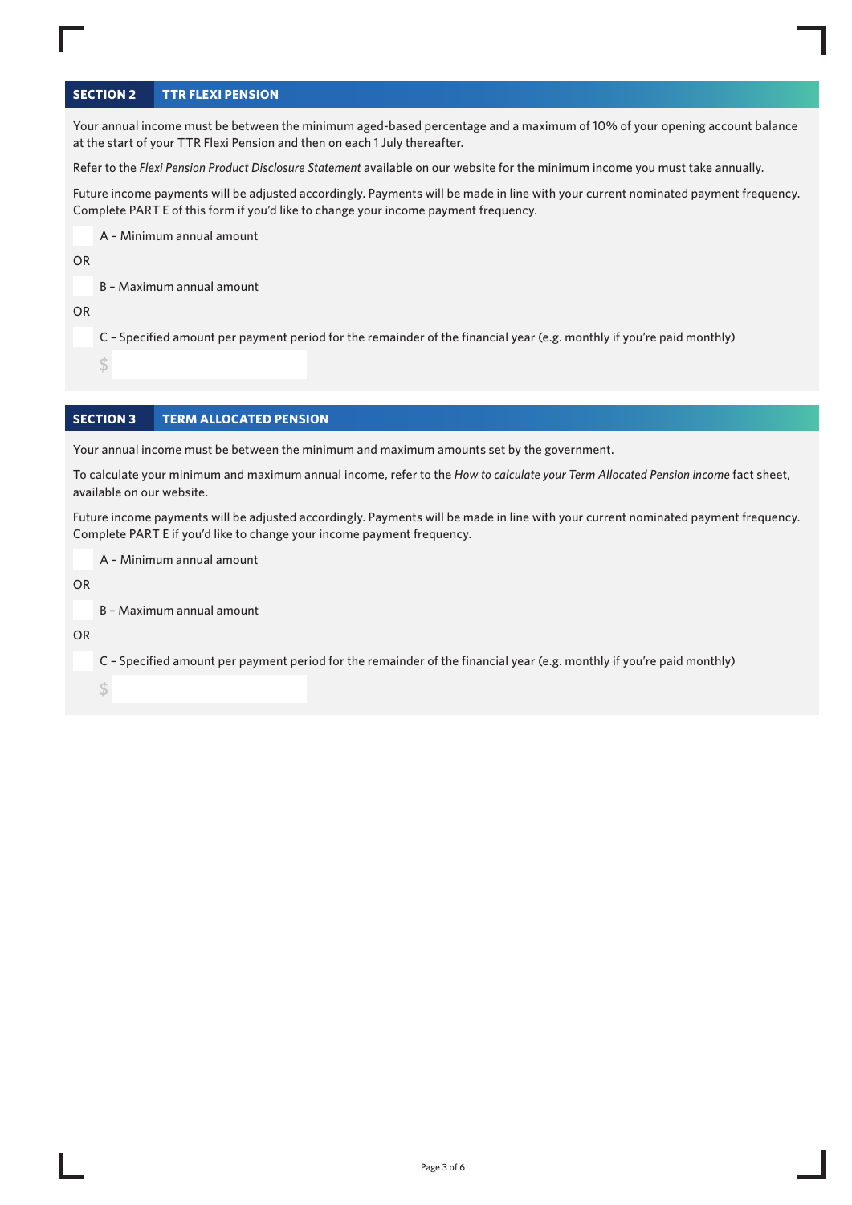## SECTION 2 TTR FLEXI PENSION

Your annual income must be between the minimum aged-based percentage and a maximum of 10% of your opening account balance at the start of your TTR Flexi Pension and then on each 1 July thereafter.

Refer to the *Flexi Pension Product Disclosure Statement* available on our website for the minimum income you must take annually.

Future income payments will be adjusted accordingly. Payments will be made in line with your current nominated payment frequency. Complete PART E of this form if you'd like to change your income payment frequency.

☐ A – Minimum annual amount

OR

☐ B – Maximum annual amount

OR

☐ C – Specified amount per payment period for the remainder of the financial year (e.g. monthly if you're paid monthly)

$

## SECTION 3 TERM ALLOCATED PENSION

Your annual income must be between the minimum and maximum amounts set by the government.

To calculate your minimum and maximum annual income, refer to the *How to calculate your Term Allocated Pension income* fact sheet, available on our website.

Future income payments will be adjusted accordingly. Payments will be made in line with your current nominated payment frequency. Complete PART E if you'd like to change your income payment frequency.

☐ A – Minimum annual amount

OR

☐ B – Maximum annual amount

OR

☐ C – Specified amount per payment period for the remainder of the financial year (e.g. monthly if you're paid monthly)

$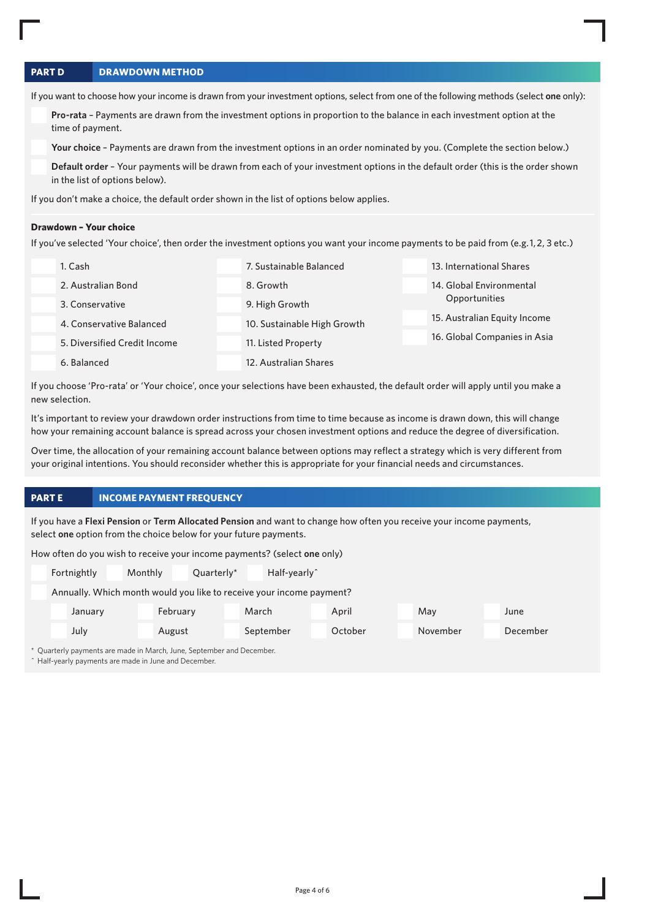## PART D DRAWDOWN METHOD

If you want to choose how your income is drawn from your investment options, select from one of the following methods (select **one** only):

- ☐ **Pro-rata** – Payments are drawn from the investment options in proportion to the balance in each investment option at the time of payment.
- ☐ **Your choice** – Payments are drawn from the investment options in an order nominated by you. (Complete the section below.)
- ☐ **Default order** – Your payments will be drawn from each of your investment options in the default order (this is the order shown in the list of options below).

If you don't make a choice, the default order shown in the list of options below applies.

### Drawdown – Your choice

If you've selected 'Your choice', then order the investment options you want your income payments to be paid from (e.g. 1, 2, 3 etc.)

| | | |
|---|---|---|
| ☐ 1. Cash | ☐ 7. Sustainable Balanced | ☐ 13. International Shares |
| ☐ 2. Australian Bond | ☐ 8. Growth | ☐ 14. Global Environmental Opportunities |
| ☐ 3. Conservative | ☐ 9. High Growth | ☐ 15. Australian Equity Income |
| ☐ 4. Conservative Balanced | ☐ 10. Sustainable High Growth | ☐ 16. Global Companies in Asia |
| ☐ 5. Diversified Credit Income | ☐ 11. Listed Property | |
| ☐ 6. Balanced | ☐ 12. Australian Shares | |

If you choose 'Pro-rata' or 'Your choice', once your selections have been exhausted, the default order will apply until you make a new selection.

It's important to review your drawdown order instructions from time to time because as income is drawn down, this will change how your remaining account balance is spread across your chosen investment options and reduce the degree of diversification.

Over time, the allocation of your remaining account balance between options may reflect a strategy which is very different from your original intentions. You should reconsider whether this is appropriate for your financial needs and circumstances.

## PART E INCOME PAYMENT FREQUENCY

If you have a **Flexi Pension** or **Term Allocated Pension** and want to change how often you receive your income payments, select **one** option from the choice below for your future payments.

How often do you wish to receive your income payments? (select **one** only)

☐ Fortnightly ☐ Monthly ☐ Quarterly* ☐ Half-yearly^

☐ Annually. Which month would you like to receive your income payment?

| | | | | | |
|---|---|---|---|---|---|
| ☐ January | ☐ February | ☐ March | ☐ April | ☐ May | ☐ June |
| ☐ July | ☐ August | ☐ September | ☐ October | ☐ November | ☐ December |

\* Quarterly payments are made in March, June, September and December.

^ Half-yearly payments are made in June and December.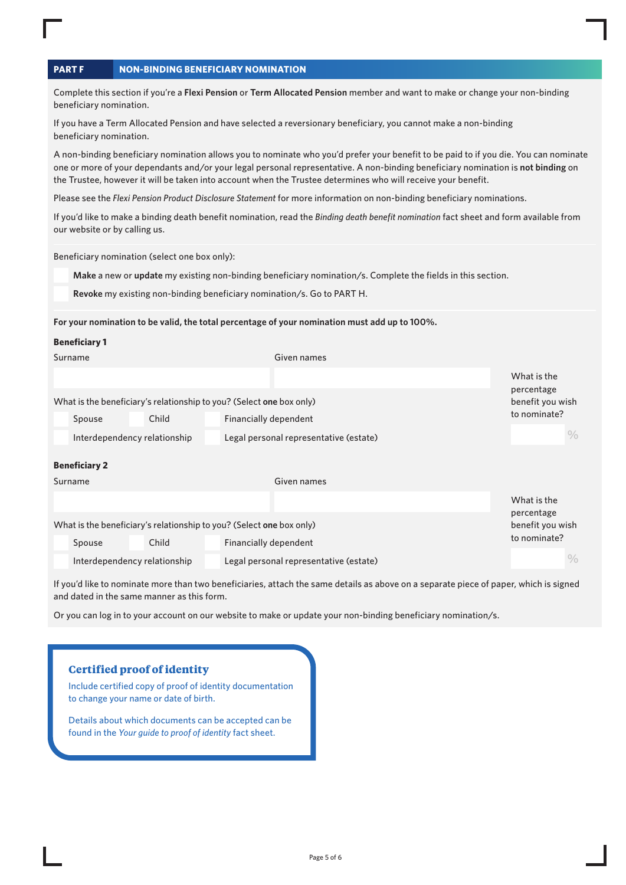## PART F NON-BINDING BENEFICIARY NOMINATION

Complete this section if you're a **Flexi Pension** or **Term Allocated Pension** member and want to make or change your non-binding beneficiary nomination.

If you have a Term Allocated Pension and have selected a reversionary beneficiary, you cannot make a non-binding beneficiary nomination.

A non-binding beneficiary nomination allows you to nominate who you'd prefer your benefit to be paid to if you die. You can nominate one or more of your dependants and/or your legal personal representative. A non-binding beneficiary nomination is **not binding** on the Trustee, however it will be taken into account when the Trustee determines who will receive your benefit.

Please see the *Flexi Pension Product Disclosure Statement* for more information on non-binding beneficiary nominations.

If you'd like to make a binding death benefit nomination, read the *Binding death benefit nomination* fact sheet and form available from our website or by calling us.

Beneficiary nomination (select one box only):

- ☐ **Make** a new or **update** my existing non-binding beneficiary nomination/s. Complete the fields in this section.
- ☐ **Revoke** my existing non-binding beneficiary nomination/s. Go to PART H.

**For your nomination to be valid, the total percentage of your nomination must add up to 100%.**

**Beneficiary 1**

| Surname | Given names |
|---|---|
| | |

What is the beneficiary's relationship to you? (Select **one** box only)

- ☐ Spouse
- ☐ Child
- ☐ Financially dependent
- ☐ Interdependency relationship
- ☐ Legal personal representative (estate)

What is the percentage benefit you wish to nominate? ______ %

**Beneficiary 2**

| Surname | Given names |
|---|---|
| | |

What is the beneficiary's relationship to you? (Select **one** box only)

- ☐ Spouse
- ☐ Child
- ☐ Financially dependent
- ☐ Interdependency relationship
- ☐ Legal personal representative (estate)

What is the percentage benefit you wish to nominate? ______ %

If you'd like to nominate more than two beneficiaries, attach the same details as above on a separate piece of paper, which is signed and dated in the same manner as this form.

Or you can log in to your account on our website to make or update your non-binding beneficiary nomination/s.

### Certified proof of identity

Include certified copy of proof of identity documentation to change your name or date of birth.

Details about which documents can be accepted can be found in the *Your guide to proof of identity* fact sheet.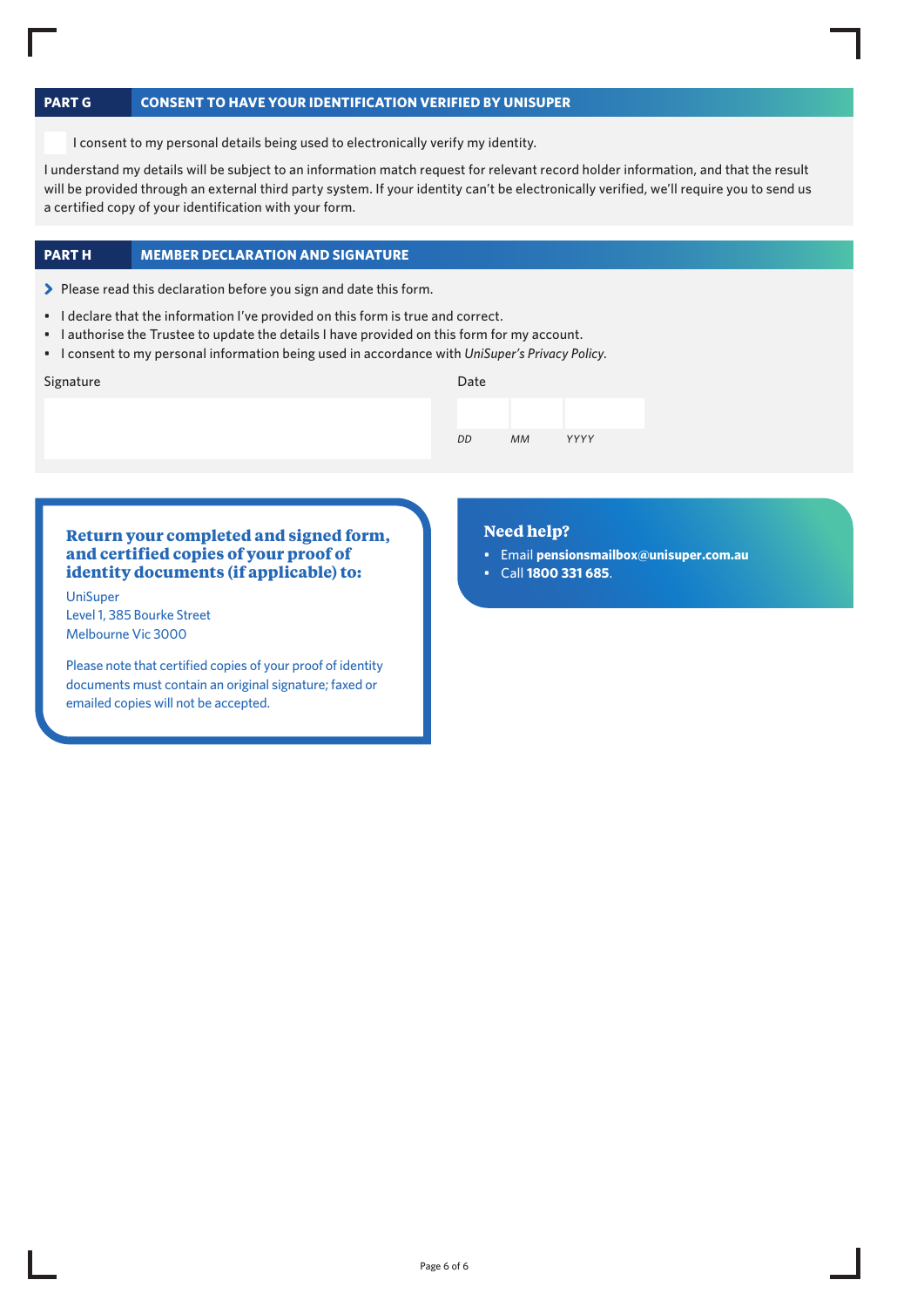## PART G CONSENT TO HAVE YOUR IDENTIFICATION VERIFIED BY UNISUPER

☐ I consent to my personal details being used to electronically verify my identity.

I understand my details will be subject to an information match request for relevant record holder information, and that the result will be provided through an external third party system. If your identity can't be electronically verified, we'll require you to send us a certified copy of your identification with your form.

## PART H MEMBER DECLARATION AND SIGNATURE

> Please read this declaration before you sign and date this form.

- I declare that the information I've provided on this form is true and correct.
- I authorise the Trustee to update the details I have provided on this form for my account.
- I consent to my personal information being used in accordance with *UniSuper's Privacy Policy*.

Signature

Date

*DD* *MM* *YYYY*

### Return your completed and signed form, and certified copies of your proof of identity documents (if applicable) to:

UniSuper
Level 1, 385 Bourke Street
Melbourne Vic 3000

Please note that certified copies of your proof of identity documents must contain an original signature; faxed or emailed copies will not be accepted.

### Need help?

- Email **pensionsmailbox@unisuper.com.au**
- Call **1800 331 685**.